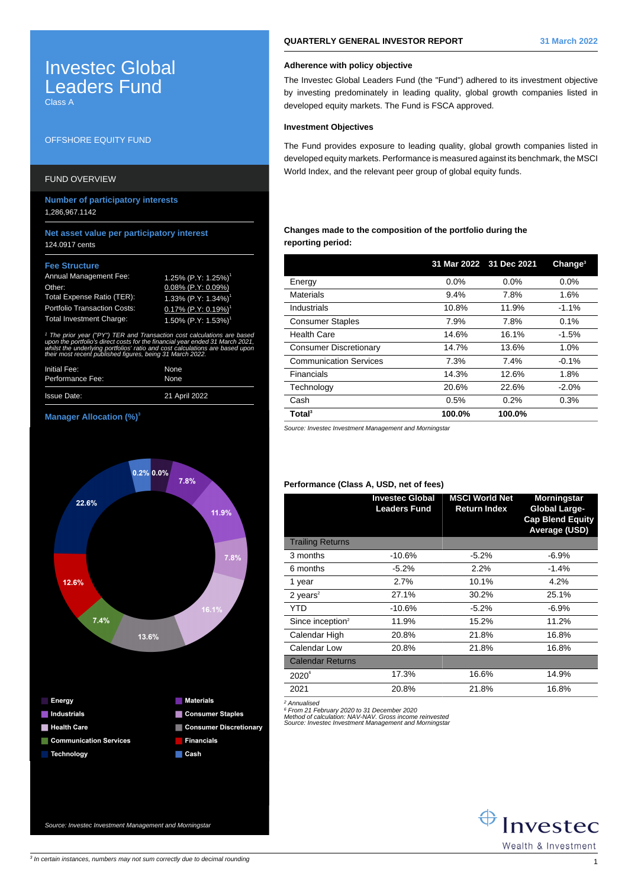# Investec Global Leaders Fund

Class A

OFFSHORE EQUITY FUND

## FUND OVERVIEW

**Number of participatory interests**

1,286,967.1142

**Net asset value per participatory interest**

124.0917 cents

**Fee Structure**

| | |
|---|---|
| Annual Management Fee: | 1.25% (P.Y: 1.25%)[1] |
| Other: | 0.08% (P.Y: 0.09%) |
| Total Expense Ratio (TER): | 1.33% (P.Y: 1.34%)[1] |
| Portfolio Transaction Costs: | 0.17% (P.Y: 0.19%)[1] |
| Total Investment Charge: | 1.50% (P.Y: 1.53%)[1] |

*[1] The prior year ("PY") TER and Transaction cost calculations are based upon the portfolio's direct costs for the financial year ended 31 March 2021, whilst the underlying portfolios' ratio and cost calculations are based upon their most recent published figures, being 31 March 2022.*

| | |
|---|---|
| Initial Fee: | None |
| Performance Fee: | None |
| Issue Date: | 21 April 2022 |

**Manager Allocation (%)[3]**

| Sector | % |
|---|---|
| Energy | 0.0% |
| Materials | 7.8% |
| Industrials | 11.9% |
| Consumer Staples | 7.8% |
| Health Care | 16.1% |
| Consumer Discretionary | 13.6% |
| Communication Services | 7.4% |
| Financials | 12.6% |
| Technology | 22.6% |
| Cash | 0.2% |

*Source: Investec Investment Management and Morningstar*

## QUARTERLY GENERAL INVESTOR REPORT — 31 March 2022

### Adherence with policy objective

The Investec Global Leaders Fund (the "Fund") adhered to its investment objective by investing predominately in leading quality, global growth companies listed in developed equity markets. The Fund is FSCA approved.

### Investment Objectives

The Fund provides exposure to leading quality, global growth companies listed in developed equity markets. Performance is measured against its benchmark, the MSCI World Index, and the relevant peer group of global equity funds.

### Changes made to the composition of the portfolio during the reporting period:

| | 31 Mar 2022 | 31 Dec 2021 | Change[3] |
|---|---|---|---|
| Energy | 0.0% | 0.0% | 0.0% |
| Materials | 9.4% | 7.8% | 1.6% |
| Industrials | 10.8% | 11.9% | -1.1% |
| Consumer Staples | 7.9% | 7.8% | 0.1% |
| Health Care | 14.6% | 16.1% | -1.5% |
| Consumer Discretionary | 14.7% | 13.6% | 1.0% |
| Communication Services | 7.3% | 7.4% | -0.1% |
| Financials | 14.3% | 12.6% | 1.8% |
| Technology | 20.6% | 22.6% | -2.0% |
| Cash | 0.5% | 0.2% | 0.3% |
| **Total[3]** | **100.0%** | **100.0%** | |

*Source: Investec Investment Management and Morningstar*

### Performance (Class A, USD, net of fees)

| | Investec Global Leaders Fund | MSCI World Net Return Index | Morningstar Global Large-Cap Blend Equity Average (USD) |
|---|---|---|---|
| Trailing Returns | | | |
| 3 months | -10.6% | -5.2% | -6.9% |
| 6 months | -5.2% | 2.2% | -1.4% |
| 1 year | 2.7% | 10.1% | 4.2% |
| 2 years[2] | 27.1% | 30.2% | 25.1% |
| YTD | -10.6% | -5.2% | -6.9% |
| Since inception[2] | 11.9% | 15.2% | 11.2% |
| Calendar High | 20.8% | 21.8% | 16.8% |
| Calendar Low | 20.8% | 21.8% | 16.8% |
| Calendar Returns | | | |
| 2020[6] | 17.3% | 16.6% | 14.9% |
| 2021 | 20.8% | 21.8% | 16.8% |

*[2] Annualised*
*[6] From 21 February 2020 to 31 December 2020*
*Method of calculation: NAV-NAV. Gross income reinvested*
*Source: Investec Investment Management and Morningstar*

Investec Wealth & Investment

*[3] In certain instances, numbers may not sum correctly due to decimal rounding*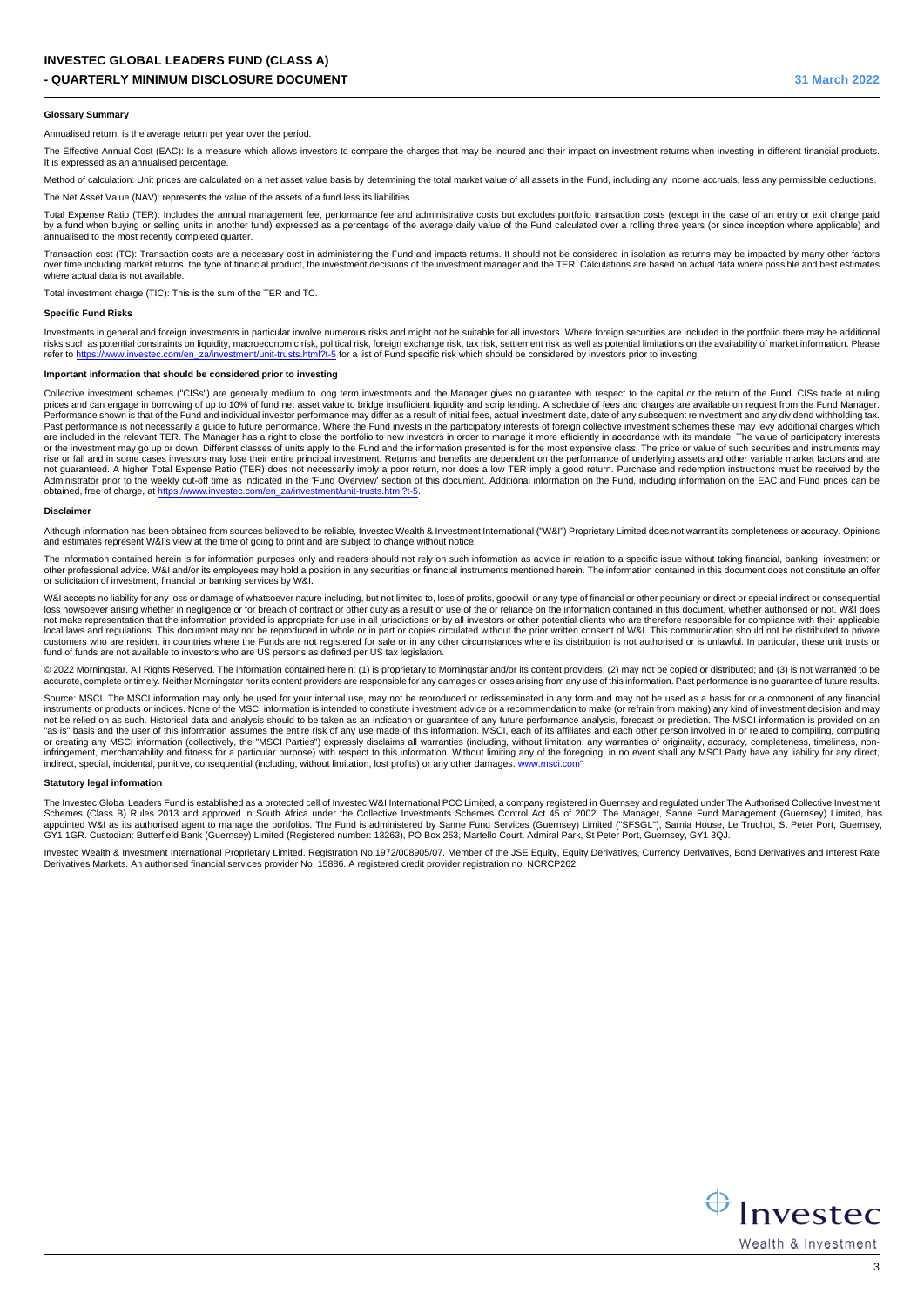# INVESTEC GLOBAL LEADERS FUND (CLASS A) - QUARTERLY MINIMUM DISCLOSURE DOCUMENT

**31 March 2022**

### Glossary Summary

Annualised return: is the average return per year over the period.

The Effective Annual Cost (EAC): Is a measure which allows investors to compare the charges that may be incured and their impact on investment returns when investing in different financial products. It is expressed as an annualised percentage.

Method of calculation: Unit prices are calculated on a net asset value basis by determining the total market value of all assets in the Fund, including any income accruals, less any permissible deductions.

The Net Asset Value (NAV): represents the value of the assets of a fund less its liabilities.

Total Expense Ratio (TER): Includes the annual management fee, performance fee and administrative costs but excludes portfolio transaction costs (except in the case of an entry or exit charge paid by a fund when buying or selling units in another fund) expressed as a percentage of the average daily value of the Fund calculated over a rolling three years (or since inception where applicable) and annualised to the most recently completed quarter.

Transaction cost (TC): Transaction costs are a necessary cost in administering the Fund and impacts returns. It should not be considered in isolation as returns may be impacted by many other factors over time including market returns, the type of financial product, the investment decisions of the investment manager and the TER. Calculations are based on actual data where possible and best estimates where actual data is not available.

Total investment charge (TIC): This is the sum of the TER and TC.

### Specific Fund Risks

Investments in general and foreign investments in particular involve numerous risks and might not be suitable for all investors. Where foreign securities are included in the portfolio there may be additional risks such as potential constraints on liquidity, macroeconomic risk, political risk, foreign exchange risk, tax risk, settlement risk as well as potential limitations on the availability of market information. Please refer to https://www.investec.com/en_za/investment/unit-trusts.html?t-5 for a list of Fund specific risk which should be considered by investors prior to investing.

### Important information that should be considered prior to investing

Collective investment schemes ("CISs") are generally medium to long term investments and the Manager gives no guarantee with respect to the capital or the return of the Fund. CISs trade at ruling prices and can engage in borrowing of up to 10% of fund net asset value to bridge insufficient liquidity and scrip lending. A schedule of fees and charges are available on request from the Fund Manager. Performance shown is that of the Fund and individual investor performance may differ as a result of initial fees, actual investment date, date of any subsequent reinvestment and any dividend withholding tax. Past performance is not necessarily a guide to future performance. Where the Fund invests in the participatory interests of foreign collective investment schemes these may levy additional charges which are included in the relevant TER. The Manager has a right to close the portfolio to new investors in order to manage it more efficiently in accordance with its mandate. The value of participatory interests or the investment may go up or down. Different classes of units apply to the Fund and the information presented is for the most expensive class. The price or value of such securities and instruments may rise or fall and in some cases investors may lose their entire principal investment. Returns and benefits are dependent on the performance of underlying assets and other variable market factors and are not guaranteed. A higher Total Expense Ratio (TER) does not necessarily imply a poor return, nor does a low TER imply a good return. Purchase and redemption instructions must be received by the Administrator prior to the weekly cut-off time as indicated in the 'Fund Overview' section of this document. Additional information on the Fund, including information on the EAC and Fund prices can be obtained, free of charge, at https://www.investec.com/en_za/investment/unit-trusts.html?t-5.

### Disclaimer

Although information has been obtained from sources believed to be reliable, Investec Wealth & Investment International ("W&I") Proprietary Limited does not warrant its completeness or accuracy. Opinions and estimates represent W&I's view at the time of going to print and are subject to change without notice.

The information contained herein is for information purposes only and readers should not rely on such information as advice in relation to a specific issue without taking financial, banking, investment or other professional advice. W&I and/or its employees may hold a position in any securities or financial instruments mentioned herein. The information contained in this document does not constitute an offer or solicitation of investment, financial or banking services by W&I.

W&I accepts no liability for any loss or damage of whatsoever nature including, but not limited to, loss of profits, goodwill or any type of financial or other pecuniary or direct or special indirect or consequential loss howsoever arising whether in negligence or for breach of contract or other duty as a result of use of the or reliance on the information contained in this document, whether authorised or not. W&I does not make representation that the information provided is appropriate for use in all jurisdictions or by all investors or other potential clients who are therefore responsible for compliance with their applicable local laws and regulations. This document may not be reproduced in whole or in part or copies circulated without the prior written consent of W&I. This communication should not be distributed to private customers who are resident in countries where the Funds are not registered for sale or in any other circumstances where its distribution is not authorised or is unlawful. In particular, these unit trusts or fund of funds are not available to investors who are US persons as defined per US tax legislation.

© 2022 Morningstar. All Rights Reserved. The information contained herein: (1) is proprietary to Morningstar and/or its content providers; (2) may not be copied or distributed; and (3) is not warranted to be accurate, complete or timely. Neither Morningstar nor its content providers are responsible for any damages or losses arising from any use of this information. Past performance is no guarantee of future results.

Source: MSCI. The MSCI information may only be used for your internal use, may not be reproduced or redisseminated in any form and may not be used as a basis for or a component of any financial instruments or products or indices. None of the MSCI information is intended to constitute investment advice or a recommendation to make (or refrain from making) any kind of investment decision and may not be relied on as such. Historical data and analysis should to be taken as an indication or guarantee of any future performance analysis, forecast or prediction. The MSCI information is provided on an "as is" basis and the user of this information assumes the entire risk of any use made of this information. MSCI, each of its affiliates and each other person involved in or related to compiling, computing or creating any MSCI information (collectively, the "MSCI Parties") expressly disclaims all warranties (including, without limitation, any warranties of originality, accuracy, completeness, timeliness, non-infringement, merchantability and fitness for a particular purpose) with respect to this information. Without limiting any of the foregoing, in no event shall any MSCI Party have any liability for any direct, indirect, special, incidental, punitive, consequential (including, without limitation, lost profits) or any other damages. www.msci.com"

### Statutory legal information

The Investec Global Leaders Fund is established as a protected cell of Investec W&I International PCC Limited, a company registered in Guernsey and regulated under The Authorised Collective Investment Schemes (Class B) Rules 2013 and approved in South Africa under the Collective Investments Schemes Control Act 45 of 2002. The Manager, Sanne Fund Management (Guernsey) Limited, has appointed W&I as its authorised agent to manage the portfolios. The Fund is administered by Sanne Fund Services (Guernsey) Limited ("SFSGL"), Sarnia House, Le Truchot, St Peter Port, Guernsey, GY1 1GR. Custodian: Butterfield Bank (Guernsey) Limited (Registered number: 13263), PO Box 253, Martello Court, Admiral Park, St Peter Port, Guernsey, GY1 3QJ.

Investec Wealth & Investment International Proprietary Limited. Registration No.1972/008905/07. Member of the JSE Equity, Equity Derivatives, Currency Derivatives, Bond Derivatives and Interest Rate Derivatives Markets. An authorised financial services provider No. 15886. A registered credit provider registration no. NCRCP262.

Investec
Wealth & Investment